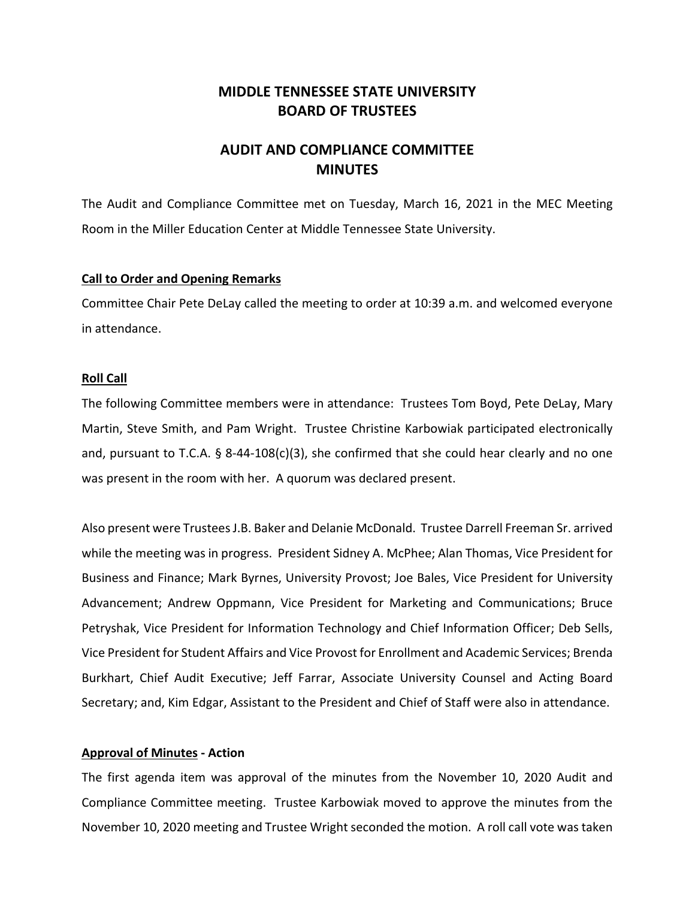# MIDDLE TENNESSEE STATE UNIVERSITY
# BOARD OF TRUSTEES

## AUDIT AND COMPLIANCE COMMITTEE
## MINUTES

The Audit and Compliance Committee met on Tuesday, March 16, 2021 in the MEC Meeting Room in the Miller Education Center at Middle Tennessee State University.

**Call to Order and Opening Remarks**

Committee Chair Pete DeLay called the meeting to order at 10:39 a.m. and welcomed everyone in attendance.

**Roll Call**

The following Committee members were in attendance: Trustees Tom Boyd, Pete DeLay, Mary Martin, Steve Smith, and Pam Wright. Trustee Christine Karbowiak participated electronically and, pursuant to T.C.A. § 8-44-108(c)(3), she confirmed that she could hear clearly and no one was present in the room with her. A quorum was declared present.

Also present were Trustees J.B. Baker and Delanie McDonald. Trustee Darrell Freeman Sr. arrived while the meeting was in progress. President Sidney A. McPhee; Alan Thomas, Vice President for Business and Finance; Mark Byrnes, University Provost; Joe Bales, Vice President for University Advancement; Andrew Oppmann, Vice President for Marketing and Communications; Bruce Petryshak, Vice President for Information Technology and Chief Information Officer; Deb Sells, Vice President for Student Affairs and Vice Provost for Enrollment and Academic Services; Brenda Burkhart, Chief Audit Executive; Jeff Farrar, Associate University Counsel and Acting Board Secretary; and, Kim Edgar, Assistant to the President and Chief of Staff were also in attendance.

**Approval of Minutes - Action**

The first agenda item was approval of the minutes from the November 10, 2020 Audit and Compliance Committee meeting. Trustee Karbowiak moved to approve the minutes from the November 10, 2020 meeting and Trustee Wright seconded the motion. A roll call vote was taken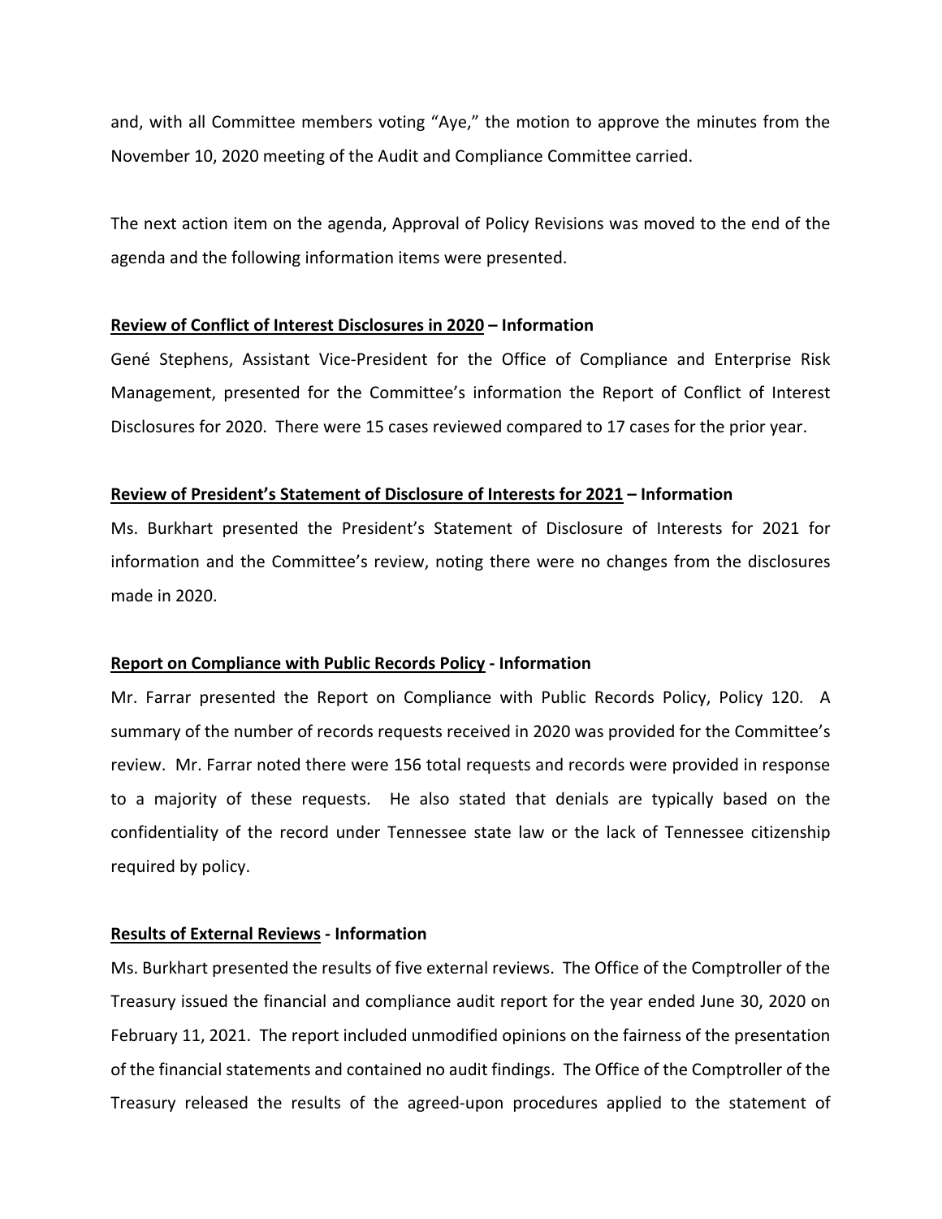and, with all Committee members voting "Aye," the motion to approve the minutes from the November 10, 2020 meeting of the Audit and Compliance Committee carried.

The next action item on the agenda, Approval of Policy Revisions was moved to the end of the agenda and the following information items were presented.

**<u>Review of Conflict of Interest Disclosures in 2020</u> – Information**

Gené Stephens, Assistant Vice-President for the Office of Compliance and Enterprise Risk Management, presented for the Committee's information the Report of Conflict of Interest Disclosures for 2020. There were 15 cases reviewed compared to 17 cases for the prior year.

**<u>Review of President's Statement of Disclosure of Interests for 2021</u> – Information**

Ms. Burkhart presented the President's Statement of Disclosure of Interests for 2021 for information and the Committee's review, noting there were no changes from the disclosures made in 2020.

**<u>Report on Compliance with Public Records Policy</u> - Information**

Mr. Farrar presented the Report on Compliance with Public Records Policy, Policy 120. A summary of the number of records requests received in 2020 was provided for the Committee's review. Mr. Farrar noted there were 156 total requests and records were provided in response to a majority of these requests. He also stated that denials are typically based on the confidentiality of the record under Tennessee state law or the lack of Tennessee citizenship required by policy.

**<u>Results of External Reviews</u> - Information**

Ms. Burkhart presented the results of five external reviews. The Office of the Comptroller of the Treasury issued the financial and compliance audit report for the year ended June 30, 2020 on February 11, 2021. The report included unmodified opinions on the fairness of the presentation of the financial statements and contained no audit findings. The Office of the Comptroller of the Treasury released the results of the agreed-upon procedures applied to the statement of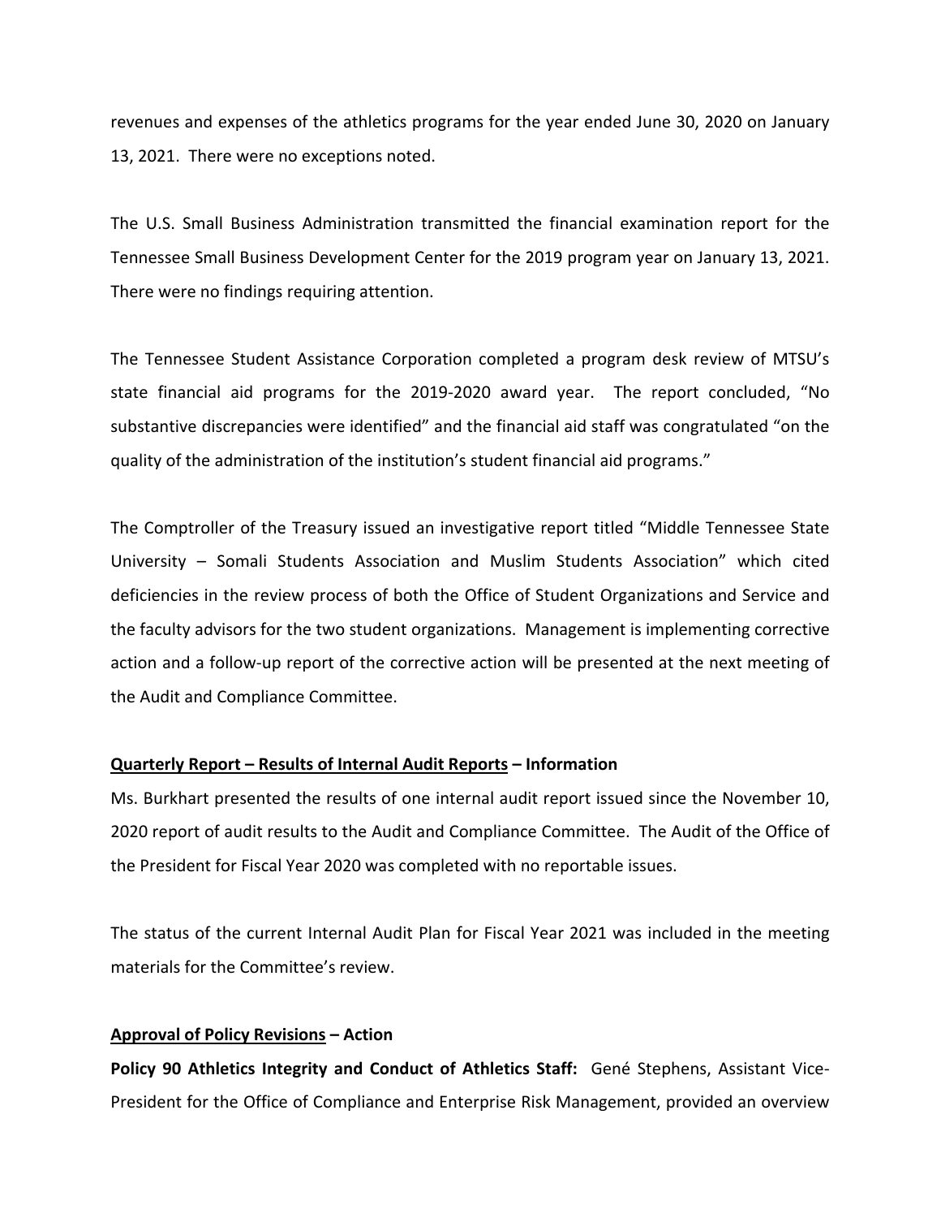revenues and expenses of the athletics programs for the year ended June 30, 2020 on January 13, 2021. There were no exceptions noted.

The U.S. Small Business Administration transmitted the financial examination report for the Tennessee Small Business Development Center for the 2019 program year on January 13, 2021. There were no findings requiring attention.

The Tennessee Student Assistance Corporation completed a program desk review of MTSU's state financial aid programs for the 2019-2020 award year. The report concluded, "No substantive discrepancies were identified" and the financial aid staff was congratulated "on the quality of the administration of the institution's student financial aid programs."

The Comptroller of the Treasury issued an investigative report titled "Middle Tennessee State University – Somali Students Association and Muslim Students Association" which cited deficiencies in the review process of both the Office of Student Organizations and Service and the faculty advisors for the two student organizations. Management is implementing corrective action and a follow-up report of the corrective action will be presented at the next meeting of the Audit and Compliance Committee.

**Quarterly Report – Results of Internal Audit Reports – Information**

Ms. Burkhart presented the results of one internal audit report issued since the November 10, 2020 report of audit results to the Audit and Compliance Committee. The Audit of the Office of the President for Fiscal Year 2020 was completed with no reportable issues.

The status of the current Internal Audit Plan for Fiscal Year 2021 was included in the meeting materials for the Committee's review.

**Approval of Policy Revisions – Action**

**Policy 90 Athletics Integrity and Conduct of Athletics Staff:** Gené Stephens, Assistant Vice-President for the Office of Compliance and Enterprise Risk Management, provided an overview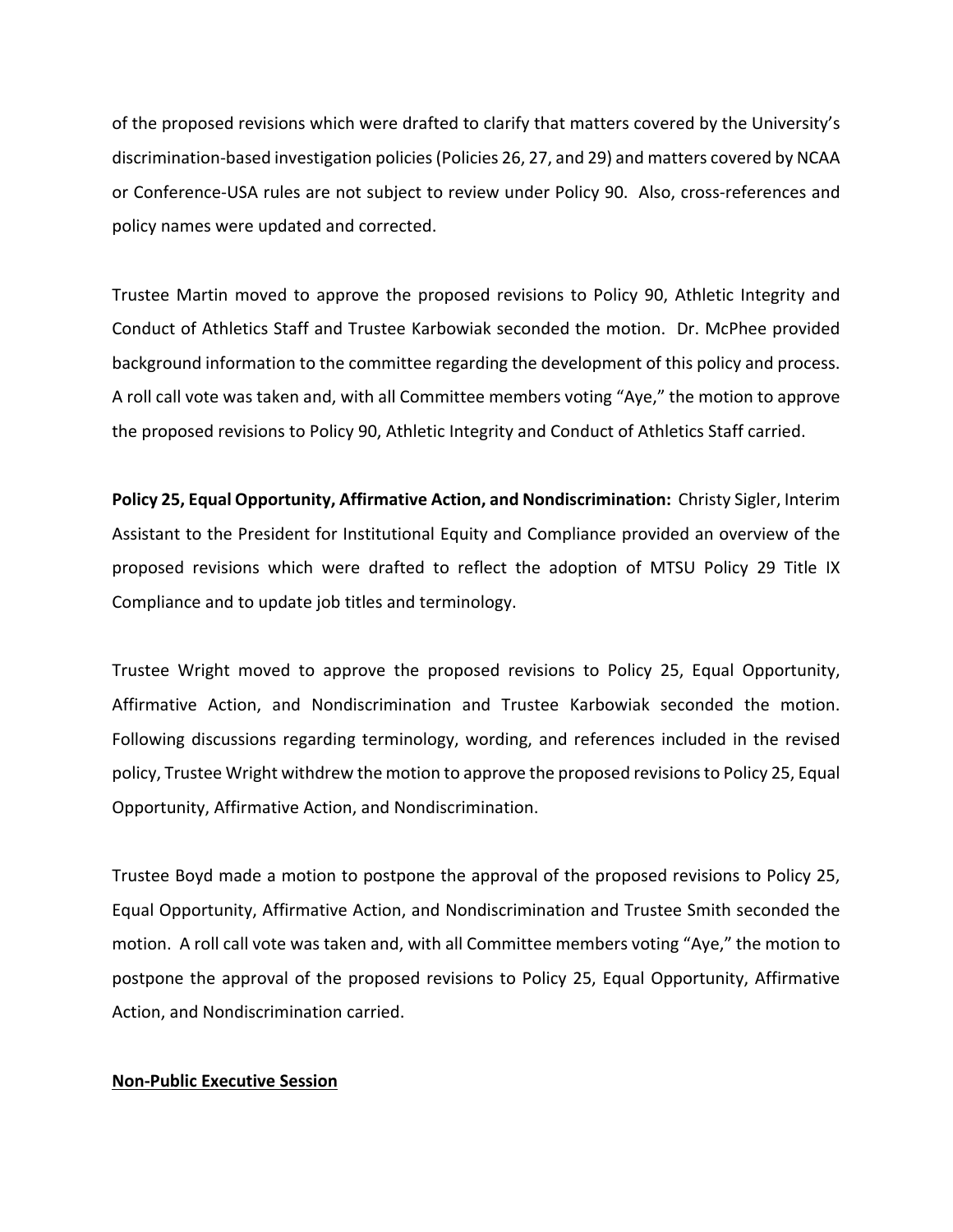of the proposed revisions which were drafted to clarify that matters covered by the University's discrimination-based investigation policies (Policies 26, 27, and 29) and matters covered by NCAA or Conference-USA rules are not subject to review under Policy 90. Also, cross-references and policy names were updated and corrected.

Trustee Martin moved to approve the proposed revisions to Policy 90, Athletic Integrity and Conduct of Athletics Staff and Trustee Karbowiak seconded the motion. Dr. McPhee provided background information to the committee regarding the development of this policy and process. A roll call vote was taken and, with all Committee members voting "Aye," the motion to approve the proposed revisions to Policy 90, Athletic Integrity and Conduct of Athletics Staff carried.

**Policy 25, Equal Opportunity, Affirmative Action, and Nondiscrimination:** Christy Sigler, Interim Assistant to the President for Institutional Equity and Compliance provided an overview of the proposed revisions which were drafted to reflect the adoption of MTSU Policy 29 Title IX Compliance and to update job titles and terminology.

Trustee Wright moved to approve the proposed revisions to Policy 25, Equal Opportunity, Affirmative Action, and Nondiscrimination and Trustee Karbowiak seconded the motion. Following discussions regarding terminology, wording, and references included in the revised policy, Trustee Wright withdrew the motion to approve the proposed revisions to Policy 25, Equal Opportunity, Affirmative Action, and Nondiscrimination.

Trustee Boyd made a motion to postpone the approval of the proposed revisions to Policy 25, Equal Opportunity, Affirmative Action, and Nondiscrimination and Trustee Smith seconded the motion. A roll call vote was taken and, with all Committee members voting "Aye," the motion to postpone the approval of the proposed revisions to Policy 25, Equal Opportunity, Affirmative Action, and Nondiscrimination carried.

**<u>Non-Public Executive Session</u>**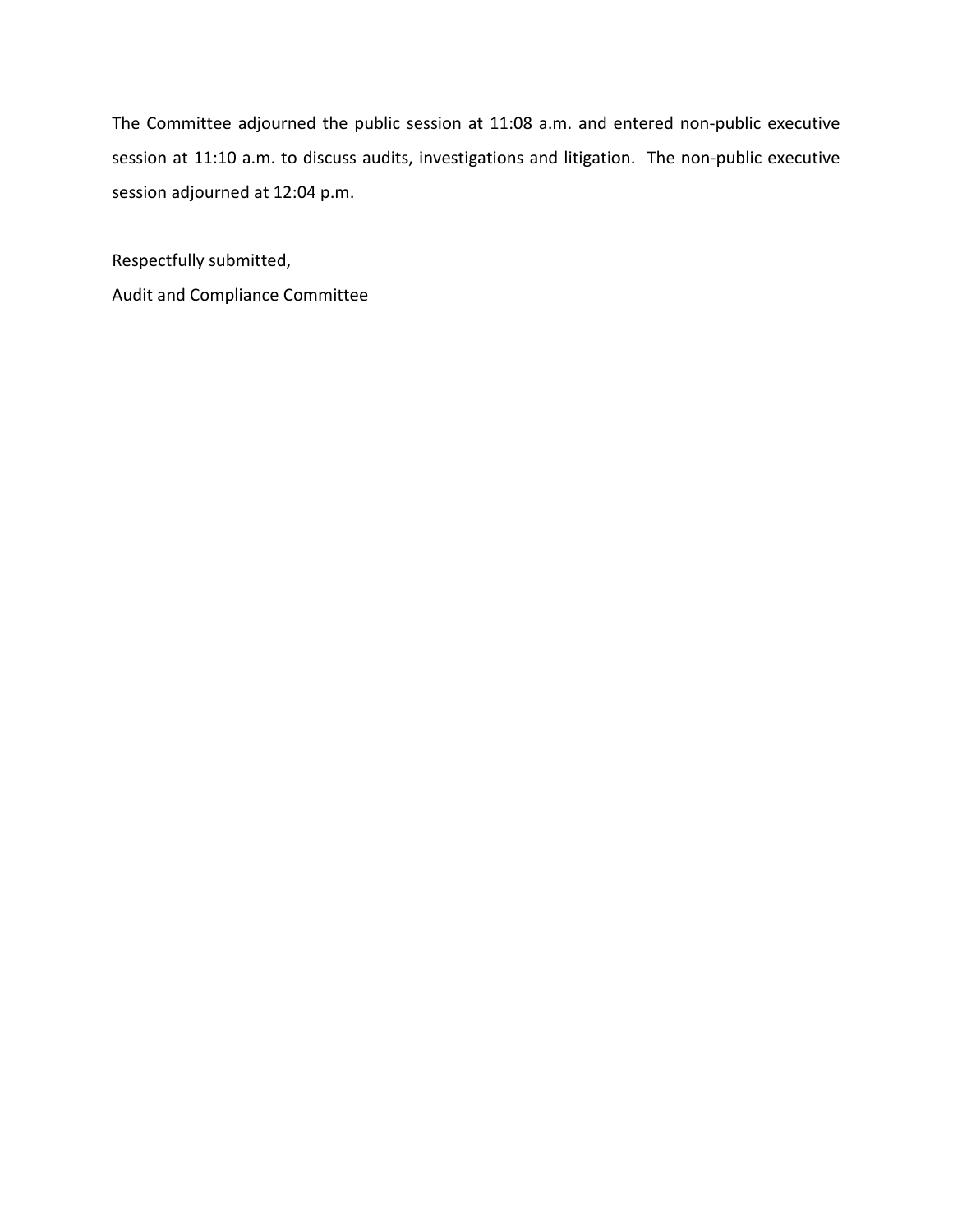The Committee adjourned the public session at 11:08 a.m. and entered non-public executive session at 11:10 a.m. to discuss audits, investigations and litigation. The non-public executive session adjourned at 12:04 p.m.

Respectfully submitted,
Audit and Compliance Committee